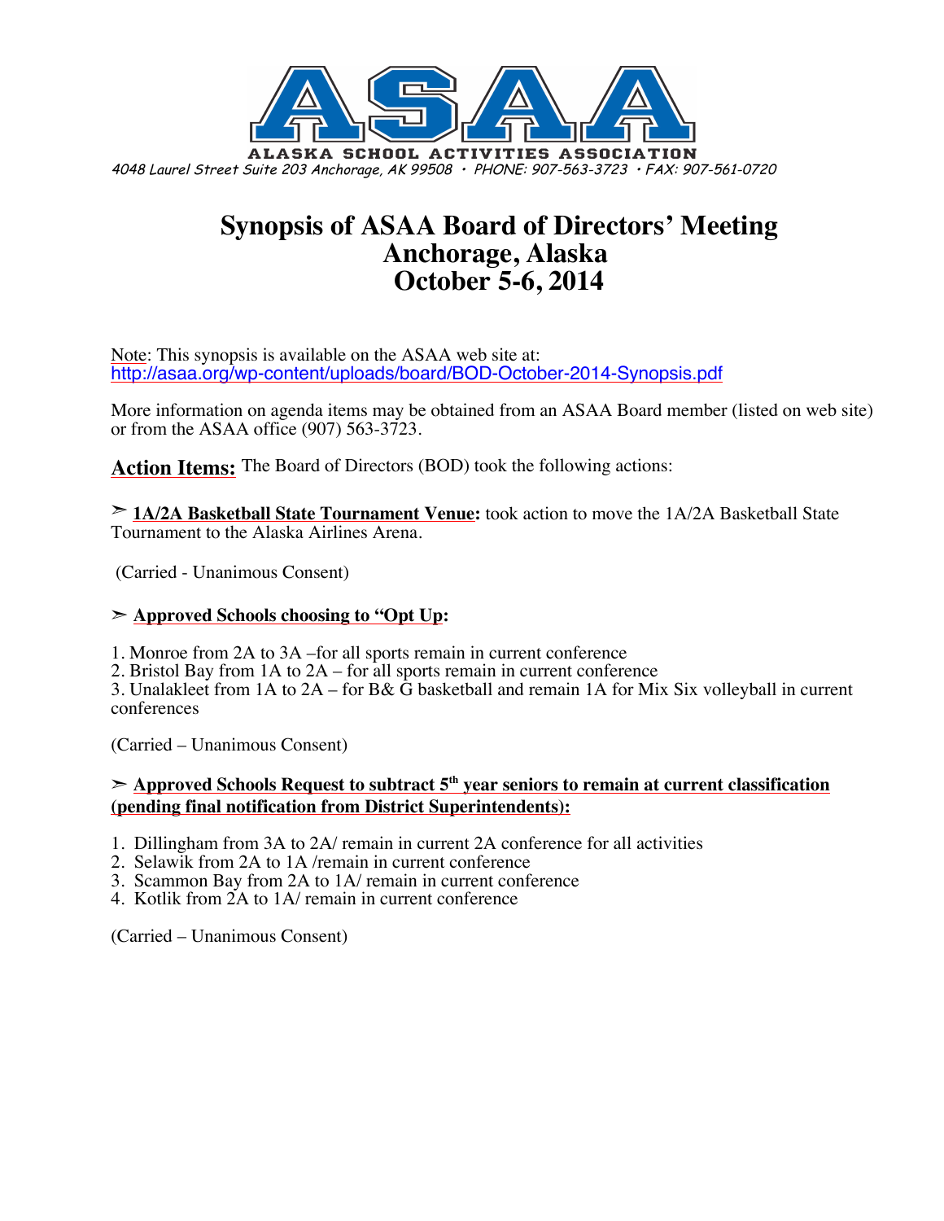ASAA

ALASKA SCHOOL ACTIVITIES ASSOCIATION

*4048 Laurel Street Suite 203 Anchorage, AK 99508 • PHONE: 907-563-3723 • FAX: 907-561-0720*

# Synopsis of ASAA Board of Directors' Meeting
# Anchorage, Alaska
# October 5-6, 2014

Note: This synopsis is available on the ASAA web site at:
http://asaa.org/wp-content/uploads/board/BOD-October-2014-Synopsis.pdf

More information on agenda items may be obtained from an ASAA Board member (listed on web site) or from the ASAA office (907) 563-3723.

**Action Items:** The Board of Directors (BOD) took the following actions:

➢ **1A/2A Basketball State Tournament Venue:** took action to move the 1A/2A Basketball State Tournament to the Alaska Airlines Arena.

(Carried - Unanimous Consent)

➢ **Approved Schools choosing to "Opt Up:**

1. Monroe from 2A to 3A –for all sports remain in current conference
2. Bristol Bay from 1A to 2A – for all sports remain in current conference
3. Unalakleet from 1A to 2A – for B& G basketball and remain 1A for Mix Six volleyball in current conferences

(Carried – Unanimous Consent)

➢ **Approved Schools Request to subtract 5th year seniors to remain at current classification (pending final notification from District Superintendents):**

1. Dillingham from 3A to 2A/ remain in current 2A conference for all activities
2. Selawik from 2A to 1A /remain in current conference
3. Scammon Bay from 2A to 1A/ remain in current conference
4. Kotlik from 2A to 1A/ remain in current conference

(Carried – Unanimous Consent)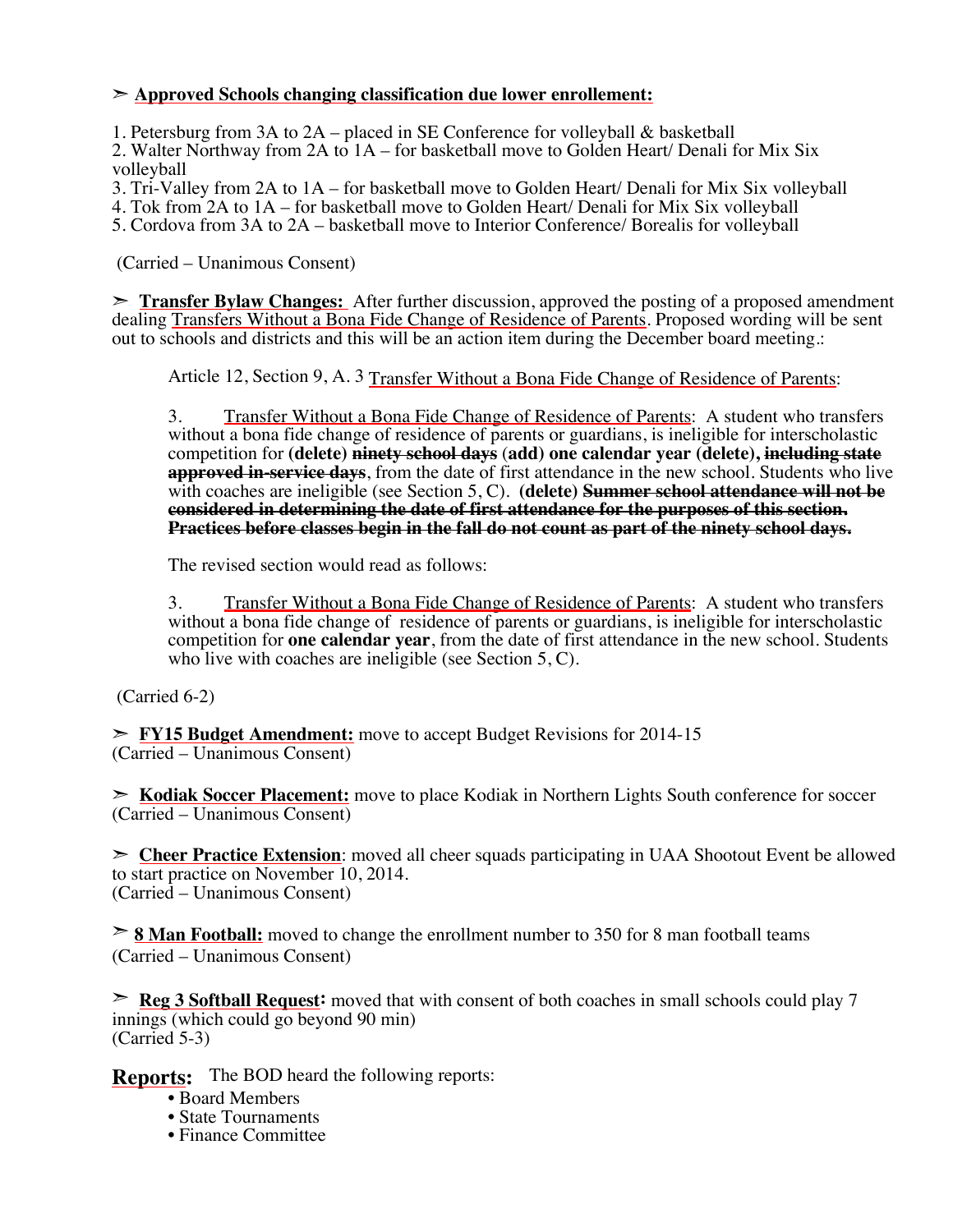➢ **Approved Schools changing classification due lower enrollement:**

1. Petersburg from 3A to 2A – placed in SE Conference for volleyball & basketball
2. Walter Northway from 2A to 1A – for basketball move to Golden Heart/ Denali for Mix Six volleyball
3. Tri-Valley from 2A to 1A – for basketball move to Golden Heart/ Denali for Mix Six volleyball
4. Tok from 2A to 1A – for basketball move to Golden Heart/ Denali for Mix Six volleyball
5. Cordova from 3A to 2A – basketball move to Interior Conference/ Borealis for volleyball

(Carried – Unanimous Consent)

➢ **Transfer Bylaw Changes:** After further discussion, approved the posting of a proposed amendment dealing Transfers Without a Bona Fide Change of Residence of Parents. Proposed wording will be sent out to schools and districts and this will be an action item during the December board meeting.:

Article 12, Section 9, A. 3 Transfer Without a Bona Fide Change of Residence of Parents:

3. Transfer Without a Bona Fide Change of Residence of Parents: A student who transfers without a bona fide change of residence of parents or guardians, is ineligible for interscholastic competition for **(delete)** **~~ninety school days~~** **(add) one calendar year (delete)**, **~~including state approved in-service days~~**, from the date of first attendance in the new school. Students who live with coaches are ineligible (see Section 5, C). **(delete)** **~~Summer school attendance will not be considered in determining the date of first attendance for the purposes of this section. Practices before classes begin in the fall do not count as part of the ninety school days.~~**

The revised section would read as follows:

3. Transfer Without a Bona Fide Change of Residence of Parents: A student who transfers without a bona fide change of residence of parents or guardians, is ineligible for interscholastic competition for **one calendar year**, from the date of first attendance in the new school. Students who live with coaches are ineligible (see Section 5, C).

(Carried 6-2)

➢ **FY15 Budget Amendment:** move to accept Budget Revisions for 2014-15
(Carried – Unanimous Consent)

➢ **Kodiak Soccer Placement:** move to place Kodiak in Northern Lights South conference for soccer
(Carried – Unanimous Consent)

➢ **Cheer Practice Extension**: moved all cheer squads participating in UAA Shootout Event be allowed to start practice on November 10, 2014.
(Carried – Unanimous Consent)

➢ **8 Man Football:** moved to change the enrollment number to 350 for 8 man football teams
(Carried – Unanimous Consent)

➢ **Reg 3 Softball Request:** moved that with consent of both coaches in small schools could play 7 innings (which could go beyond 90 min)
(Carried 5-3)

**Reports:** The BOD heard the following reports:

- Board Members
- State Tournaments
- Finance Committee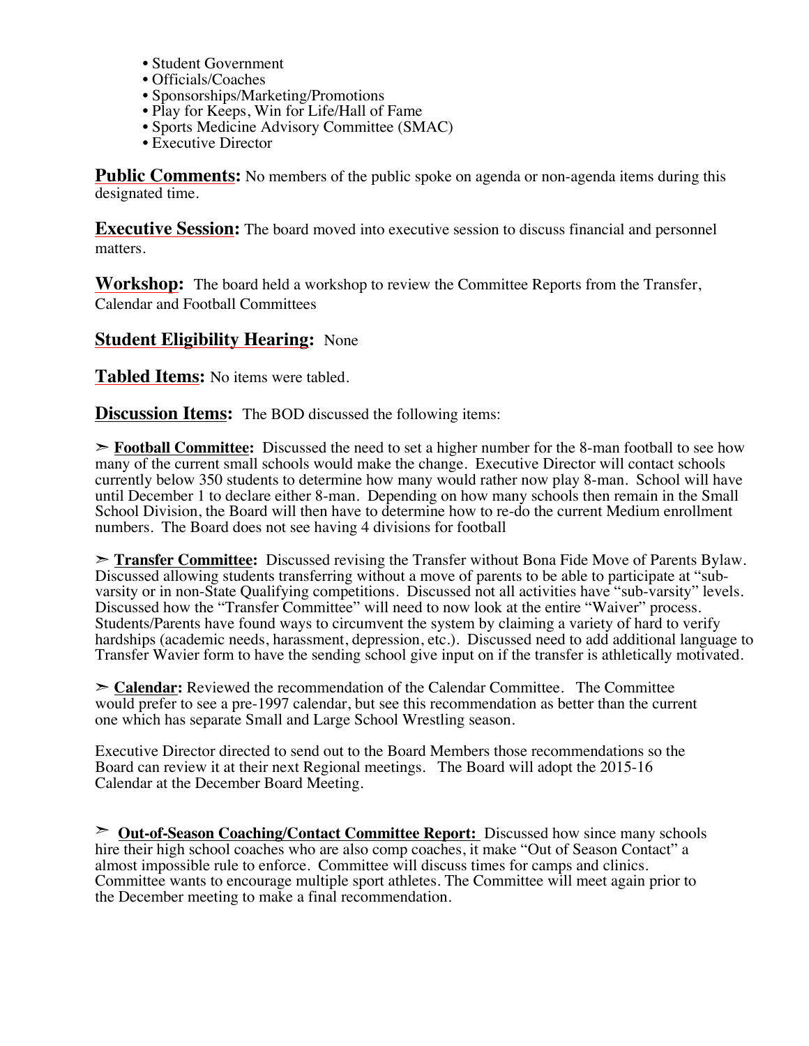- Student Government
- Officials/Coaches
- Sponsorships/Marketing/Promotions
- Play for Keeps, Win for Life/Hall of Fame
- Sports Medicine Advisory Committee (SMAC)
- Executive Director

**Public Comments:** No members of the public spoke on agenda or non-agenda items during this designated time.

**Executive Session:** The board moved into executive session to discuss financial and personnel matters.

**Workshop:** The board held a workshop to review the Committee Reports from the Transfer, Calendar and Football Committees

**Student Eligibility Hearing:** None

**Tabled Items:** No items were tabled.

**Discussion Items:** The BOD discussed the following items:

➢ **Football Committee:** Discussed the need to set a higher number for the 8-man football to see how many of the current small schools would make the change. Executive Director will contact schools currently below 350 students to determine how many would rather now play 8-man. School will have until December 1 to declare either 8-man. Depending on how many schools then remain in the Small School Division, the Board will then have to determine how to re-do the current Medium enrollment numbers. The Board does not see having 4 divisions for football

➢ **Transfer Committee:** Discussed revising the Transfer without Bona Fide Move of Parents Bylaw. Discussed allowing students transferring without a move of parents to be able to participate at "sub-varsity or in non-State Qualifying competitions. Discussed not all activities have "sub-varsity" levels. Discussed how the "Transfer Committee" will need to now look at the entire "Waiver" process. Students/Parents have found ways to circumvent the system by claiming a variety of hard to verify hardships (academic needs, harassment, depression, etc.). Discussed need to add additional language to Transfer Wavier form to have the sending school give input on if the transfer is athletically motivated.

➢ **Calendar:** Reviewed the recommendation of the Calendar Committee. The Committee would prefer to see a pre-1997 calendar, but see this recommendation as better than the current one which has separate Small and Large School Wrestling season.

Executive Director directed to send out to the Board Members those recommendations so the Board can review it at their next Regional meetings. The Board will adopt the 2015-16 Calendar at the December Board Meeting.

➢ **Out-of-Season Coaching/Contact Committee Report:** Discussed how since many schools hire their high school coaches who are also comp coaches, it make "Out of Season Contact" a almost impossible rule to enforce. Committee will discuss times for camps and clinics. Committee wants to encourage multiple sport athletes. The Committee will meet again prior to the December meeting to make a final recommendation.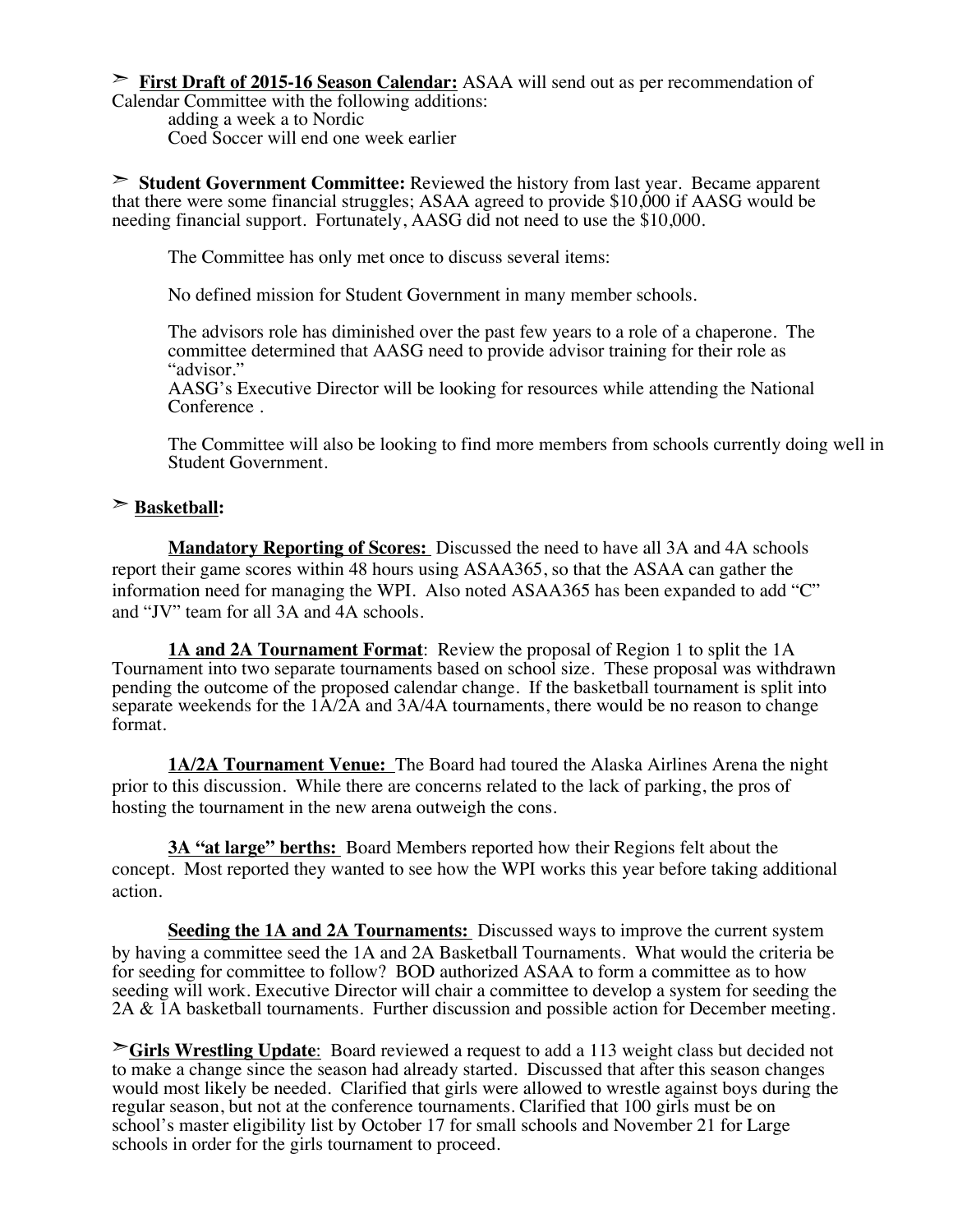➢ **First Draft of 2015-16 Season Calendar:** ASAA will send out as per recommendation of Calendar Committee with the following additions:

adding a week a to Nordic
Coed Soccer will end one week earlier

➢ **Student Government Committee:** Reviewed the history from last year. Became apparent that there were some financial struggles; ASAA agreed to provide $10,000 if AASG would be needing financial support. Fortunately, AASG did not need to use the $10,000.

The Committee has only met once to discuss several items:

No defined mission for Student Government in many member schools.

The advisors role has diminished over the past few years to a role of a chaperone. The committee determined that AASG need to provide advisor training for their role as "advisor."
AASG's Executive Director will be looking for resources while attending the National Conference .

The Committee will also be looking to find more members from schools currently doing well in Student Government.

➢ **Basketball:**

**Mandatory Reporting of Scores:** Discussed the need to have all 3A and 4A schools report their game scores within 48 hours using ASAA365, so that the ASAA can gather the information need for managing the WPI. Also noted ASAA365 has been expanded to add "C" and "JV" team for all 3A and 4A schools.

**1A and 2A Tournament Format**: Review the proposal of Region 1 to split the 1A Tournament into two separate tournaments based on school size. These proposal was withdrawn pending the outcome of the proposed calendar change. If the basketball tournament is split into separate weekends for the 1A/2A and 3A/4A tournaments, there would be no reason to change format.

**1A/2A Tournament Venue:** The Board had toured the Alaska Airlines Arena the night prior to this discussion. While there are concerns related to the lack of parking, the pros of hosting the tournament in the new arena outweigh the cons.

**3A "at large" berths:** Board Members reported how their Regions felt about the concept. Most reported they wanted to see how the WPI works this year before taking additional action.

**Seeding the 1A and 2A Tournaments:** Discussed ways to improve the current system by having a committee seed the 1A and 2A Basketball Tournaments. What would the criteria be for seeding for committee to follow? BOD authorized ASAA to form a committee as to how seeding will work. Executive Director will chair a committee to develop a system for seeding the 2A & 1A basketball tournaments. Further discussion and possible action for December meeting.

➢**Girls Wrestling Update**: Board reviewed a request to add a 113 weight class but decided not to make a change since the season had already started. Discussed that after this season changes would most likely be needed. Clarified that girls were allowed to wrestle against boys during the regular season, but not at the conference tournaments. Clarified that 100 girls must be on school's master eligibility list by October 17 for small schools and November 21 for Large schools in order for the girls tournament to proceed.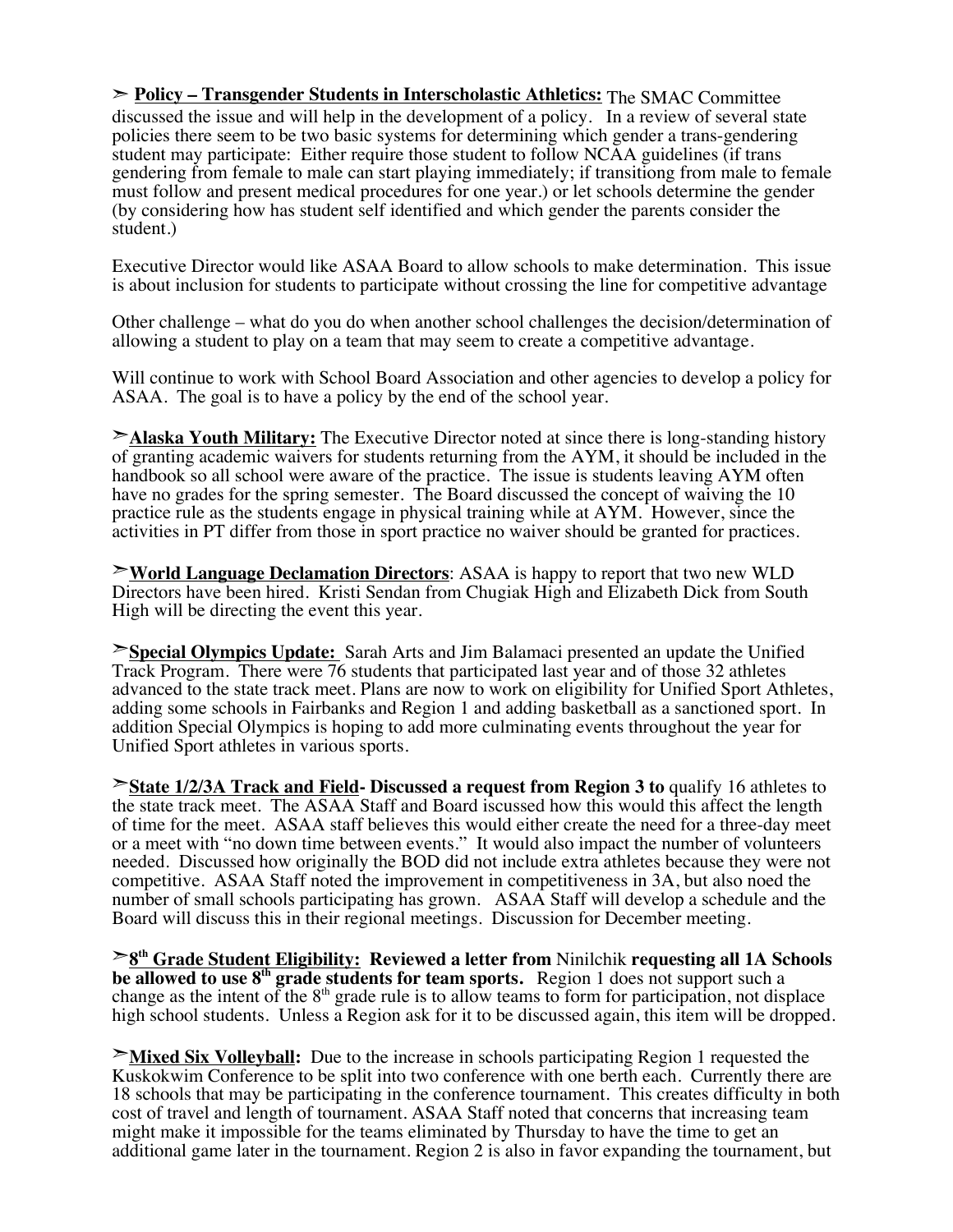➢ **Policy – Transgender Students in Interscholastic Athletics:** The SMAC Committee discussed the issue and will help in the development of a policy. In a review of several state policies there seem to be two basic systems for determining which gender a trans-gendering student may participate: Either require those student to follow NCAA guidelines (if trans gendering from female to male can start playing immediately; if transitiong from male to female must follow and present medical procedures for one year.) or let schools determine the gender (by considering how has student self identified and which gender the parents consider the student.)

Executive Director would like ASAA Board to allow schools to make determination. This issue is about inclusion for students to participate without crossing the line for competitive advantage

Other challenge – what do you do when another school challenges the decision/determination of allowing a student to play on a team that may seem to create a competitive advantage.

Will continue to work with School Board Association and other agencies to develop a policy for ASAA. The goal is to have a policy by the end of the school year.

➢ **Alaska Youth Military:** The Executive Director noted at since there is long-standing history of granting academic waivers for students returning from the AYM, it should be included in the handbook so all school were aware of the practice. The issue is students leaving AYM often have no grades for the spring semester. The Board discussed the concept of waiving the 10 practice rule as the students engage in physical training while at AYM. However, since the activities in PT differ from those in sport practice no waiver should be granted for practices.

➢ **World Language Declamation Directors**: ASAA is happy to report that two new WLD Directors have been hired. Kristi Sendan from Chugiak High and Elizabeth Dick from South High will be directing the event this year.

➢ **Special Olympics Update:** Sarah Arts and Jim Balamaci presented an update the Unified Track Program. There were 76 students that participated last year and of those 32 athletes advanced to the state track meet. Plans are now to work on eligibility for Unified Sport Athletes, adding some schools in Fairbanks and Region 1 and adding basketball as a sanctioned sport. In addition Special Olympics is hoping to add more culminating events throughout the year for Unified Sport athletes in various sports.

➢ **State 1/2/3A Track and Field- Discussed a request from Region 3 to** qualify 16 athletes to the state track meet. The ASAA Staff and Board iscussed how this would this affect the length of time for the meet. ASAA staff believes this would either create the need for a three-day meet or a meet with "no down time between events." It would also impact the number of volunteers needed. Discussed how originally the BOD did not include extra athletes because they were not competitive. ASAA Staff noted the improvement in competitiveness in 3A, but also noed the number of small schools participating has grown. ASAA Staff will develop a schedule and the Board will discuss this in their regional meetings. Discussion for December meeting.

➢ **8th Grade Student Eligibility: Reviewed a letter from** Ninilchik **requesting all 1A Schools be allowed to use 8th grade students for team sports.** Region 1 does not support such a change as the intent of the 8th grade rule is to allow teams to form for participation, not displace high school students. Unless a Region ask for it to be discussed again, this item will be dropped.

➢ **Mixed Six Volleyball:** Due to the increase in schools participating Region 1 requested the Kuskokwim Conference to be split into two conference with one berth each. Currently there are 18 schools that may be participating in the conference tournament. This creates difficulty in both cost of travel and length of tournament. ASAA Staff noted that concerns that increasing team might make it impossible for the teams eliminated by Thursday to have the time to get an additional game later in the tournament. Region 2 is also in favor expanding the tournament, but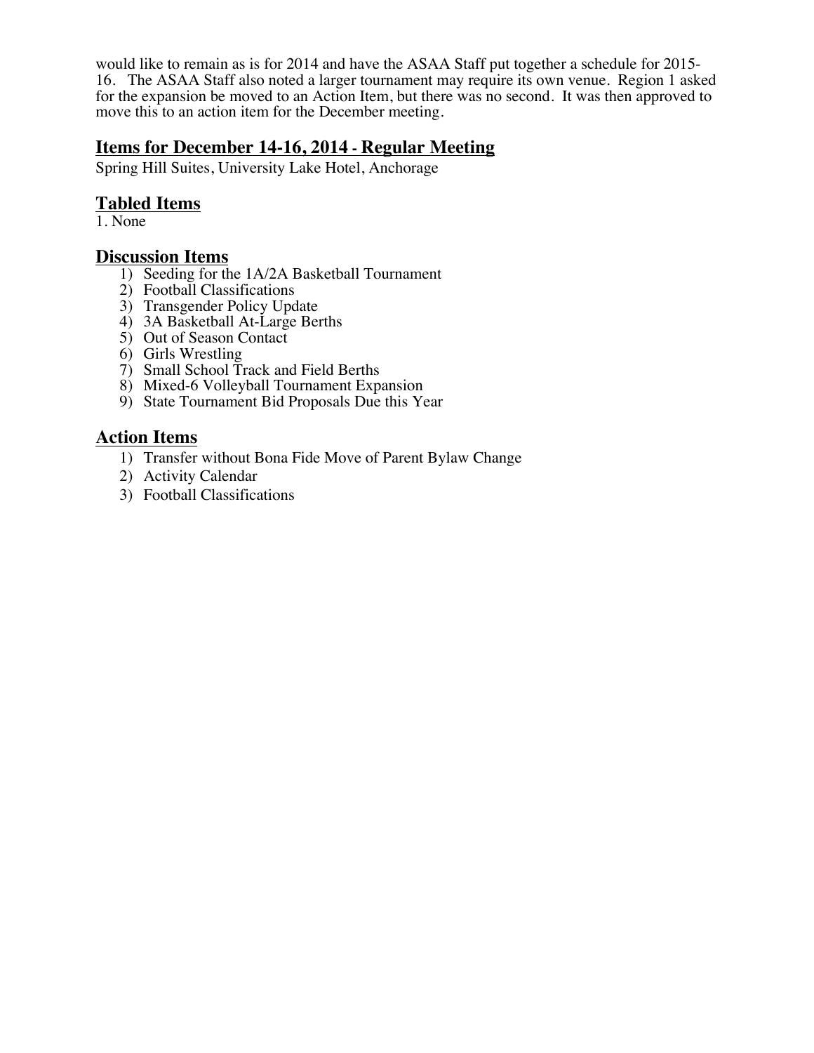would like to remain as is for 2014 and have the ASAA Staff put together a schedule for 2015-16. The ASAA Staff also noted a larger tournament may require its own venue. Region 1 asked for the expansion be moved to an Action Item, but there was no second. It was then approved to move this to an action item for the December meeting.

## Items for December 14-16, 2014 - Regular Meeting

Spring Hill Suites, University Lake Hotel, Anchorage

## Tabled Items

1. None

## Discussion Items

1) Seeding for the 1A/2A Basketball Tournament
2) Football Classifications
3) Transgender Policy Update
4) 3A Basketball At-Large Berths
5) Out of Season Contact
6) Girls Wrestling
7) Small School Track and Field Berths
8) Mixed-6 Volleyball Tournament Expansion
9) State Tournament Bid Proposals Due this Year

## Action Items

1) Transfer without Bona Fide Move of Parent Bylaw Change
2) Activity Calendar
3) Football Classifications